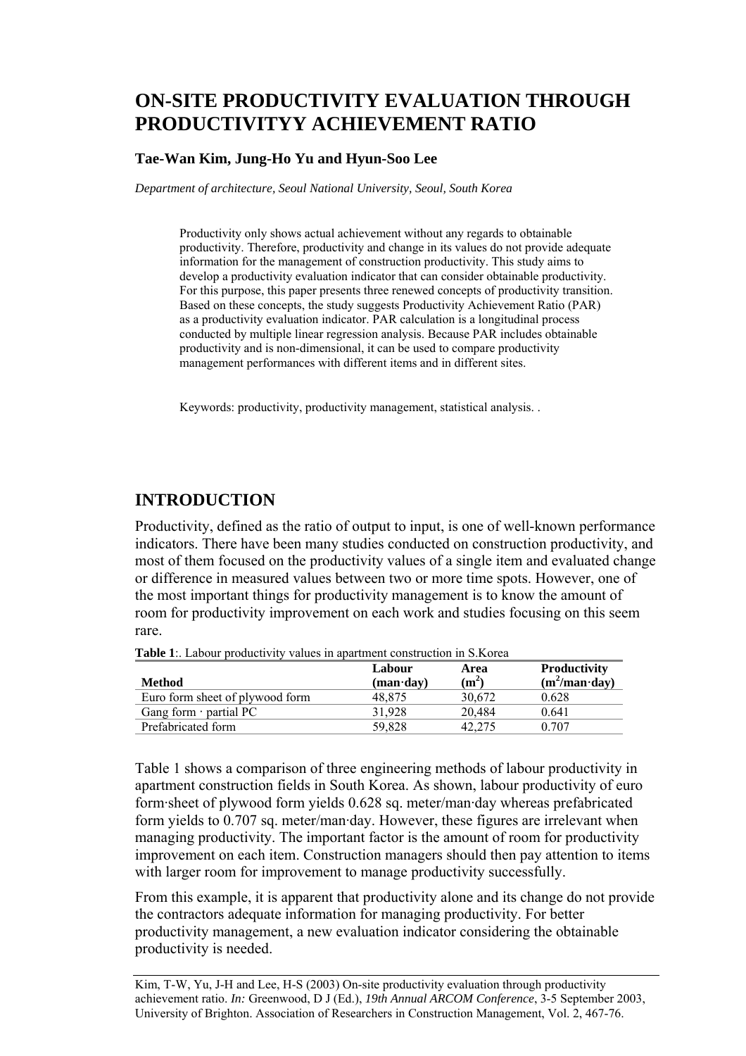# ON-SITE PRODUCTIVITY EVALUATION THROUGH PRODUCTIVITYY ACHIEVEMENT RATIO

**Tae-Wan Kim, Jung-Ho Yu and Hyun-Soo Lee**

*Department of architecture, Seoul National University, Seoul, South Korea*

Productivity only shows actual achievement without any regards to obtainable productivity. Therefore, productivity and change in its values do not provide adequate information for the management of construction productivity. This study aims to develop a productivity evaluation indicator that can consider obtainable productivity. For this purpose, this paper presents three renewed concepts of productivity transition. Based on these concepts, the study suggests Productivity Achievement Ratio (PAR) as a productivity evaluation indicator. PAR calculation is a longitudinal process conducted by multiple linear regression analysis. Because PAR includes obtainable productivity and is non-dimensional, it can be used to compare productivity management performances with different items and in different sites.

Keywords: productivity, productivity management, statistical analysis. .

## INTRODUCTION

Productivity, defined as the ratio of output to input, is one of well-known performance indicators. There have been many studies conducted on construction productivity, and most of them focused on the productivity values of a single item and evaluated change or difference in measured values between two or more time spots. However, one of the most important things for productivity management is to know the amount of room for productivity improvement on each work and studies focusing on this seem rare.

**Table 1**:. Labour productivity values in apartment construction in S.Korea

| Method | Labour (man·day) | Area ($m^2$) | Productivity ($m^2$/man·day) |
|---|---|---|---|
| Euro form sheet of plywood form | 48,875 | 30,672 | 0.628 |
| Gang form · partial PC | 31,928 | 20,484 | 0.641 |
| Prefabricated form | 59,828 | 42,275 | 0.707 |

Table 1 shows a comparison of three engineering methods of labour productivity in apartment construction fields in South Korea. As shown, labour productivity of euro form·sheet of plywood form yields 0.628 sq. meter/man·day whereas prefabricated form yields to 0.707 sq. meter/man·day. However, these figures are irrelevant when managing productivity. The important factor is the amount of room for productivity improvement on each item. Construction managers should then pay attention to items with larger room for improvement to manage productivity successfully.

From this example, it is apparent that productivity alone and its change do not provide the contractors adequate information for managing productivity. For better productivity management, a new evaluation indicator considering the obtainable productivity is needed.

Kim, T-W, Yu, J-H and Lee, H-S (2003) On-site productivity evaluation through productivity achievement ratio. *In:* Greenwood, D J (Ed.), *19th Annual ARCOM Conference*, 3-5 September 2003, University of Brighton. Association of Researchers in Construction Management, Vol. 2, 467-76.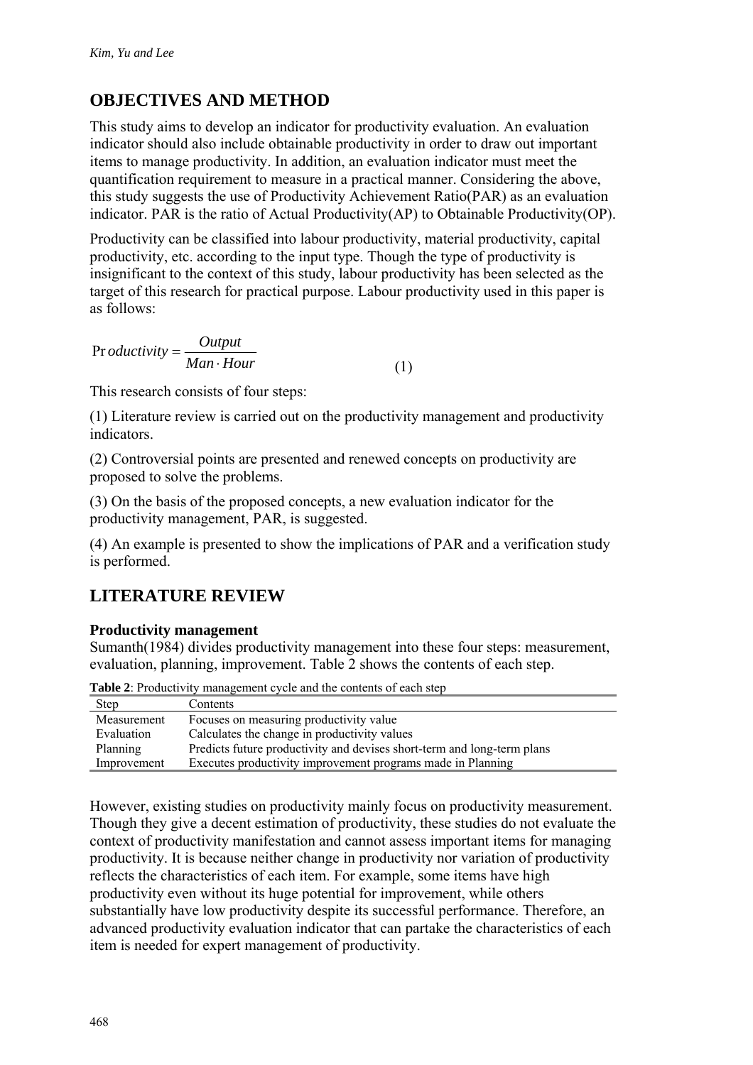## OBJECTIVES AND METHOD

This study aims to develop an indicator for productivity evaluation. An evaluation indicator should also include obtainable productivity in order to draw out important items to manage productivity. In addition, an evaluation indicator must meet the quantification requirement to measure in a practical manner. Considering the above, this study suggests the use of Productivity Achievement Ratio(PAR) as an evaluation indicator. PAR is the ratio of Actual Productivity(AP) to Obtainable Productivity(OP).

Productivity can be classified into labour productivity, material productivity, capital productivity, etc. according to the input type. Though the type of productivity is insignificant to the context of this study, labour productivity has been selected as the target of this research for practical purpose. Labour productivity used in this paper is as follows:

$$Productivity = \frac{Output}{Man \cdot Hour} \quad (1)$$

This research consists of four steps:

(1) Literature review is carried out on the productivity management and productivity indicators.

(2) Controversial points are presented and renewed concepts on productivity are proposed to solve the problems.

(3) On the basis of the proposed concepts, a new evaluation indicator for the productivity management, PAR, is suggested.

(4) An example is presented to show the implications of PAR and a verification study is performed.

## LITERATURE REVIEW

### Productivity management

Sumanth(1984) divides productivity management into these four steps: measurement, evaluation, planning, improvement. Table 2 shows the contents of each step.

**Table 2**: Productivity management cycle and the contents of each step

| Step | Contents |
|---|---|
| Measurement | Focuses on measuring productivity value |
| Evaluation | Calculates the change in productivity values |
| Planning | Predicts future productivity and devises short-term and long-term plans |
| Improvement | Executes productivity improvement programs made in Planning |

However, existing studies on productivity mainly focus on productivity measurement. Though they give a decent estimation of productivity, these studies do not evaluate the context of productivity manifestation and cannot assess important items for managing productivity. It is because neither change in productivity nor variation of productivity reflects the characteristics of each item. For example, some items have high productivity even without its huge potential for improvement, while others substantially have low productivity despite its successful performance. Therefore, an advanced productivity evaluation indicator that can partake the characteristics of each item is needed for expert management of productivity.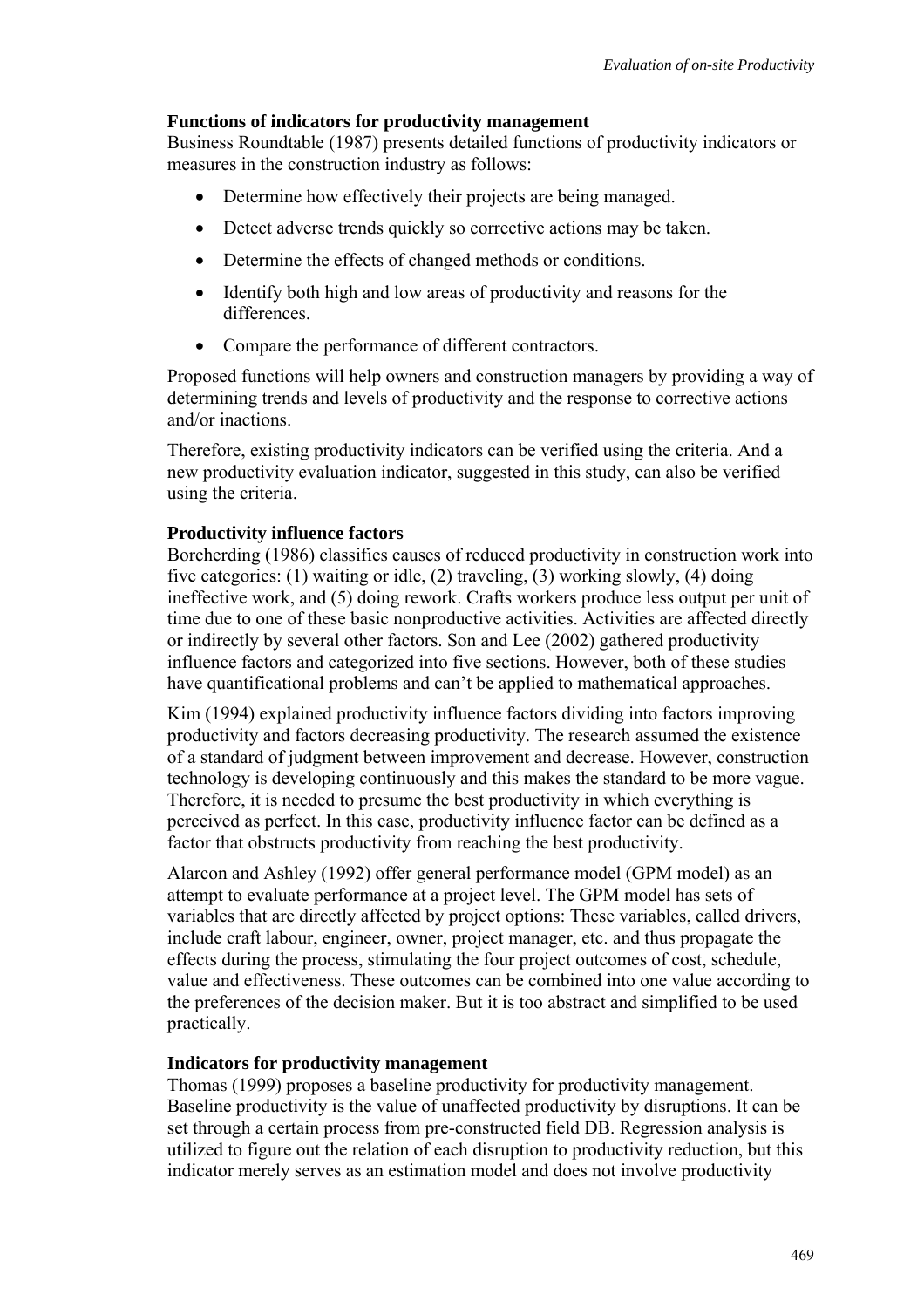**Functions of indicators for productivity management**

Business Roundtable (1987) presents detailed functions of productivity indicators or measures in the construction industry as follows:

- Determine how effectively their projects are being managed.
- Detect adverse trends quickly so corrective actions may be taken.
- Determine the effects of changed methods or conditions.
- Identify both high and low areas of productivity and reasons for the differences.
- Compare the performance of different contractors.

Proposed functions will help owners and construction managers by providing a way of determining trends and levels of productivity and the response to corrective actions and/or inactions.

Therefore, existing productivity indicators can be verified using the criteria. And a new productivity evaluation indicator, suggested in this study, can also be verified using the criteria.

**Productivity influence factors**

Borcherding (1986) classifies causes of reduced productivity in construction work into five categories: (1) waiting or idle, (2) traveling, (3) working slowly, (4) doing ineffective work, and (5) doing rework. Crafts workers produce less output per unit of time due to one of these basic nonproductive activities. Activities are affected directly or indirectly by several other factors. Son and Lee (2002) gathered productivity influence factors and categorized into five sections. However, both of these studies have quantificational problems and can't be applied to mathematical approaches.

Kim (1994) explained productivity influence factors dividing into factors improving productivity and factors decreasing productivity. The research assumed the existence of a standard of judgment between improvement and decrease. However, construction technology is developing continuously and this makes the standard to be more vague. Therefore, it is needed to presume the best productivity in which everything is perceived as perfect. In this case, productivity influence factor can be defined as a factor that obstructs productivity from reaching the best productivity.

Alarcon and Ashley (1992) offer general performance model (GPM model) as an attempt to evaluate performance at a project level. The GPM model has sets of variables that are directly affected by project options: These variables, called drivers, include craft labour, engineer, owner, project manager, etc. and thus propagate the effects during the process, stimulating the four project outcomes of cost, schedule, value and effectiveness. These outcomes can be combined into one value according to the preferences of the decision maker. But it is too abstract and simplified to be used practically.

**Indicators for productivity management**

Thomas (1999) proposes a baseline productivity for productivity management. Baseline productivity is the value of unaffected productivity by disruptions. It can be set through a certain process from pre-constructed field DB. Regression analysis is utilized to figure out the relation of each disruption to productivity reduction, but this indicator merely serves as an estimation model and does not involve productivity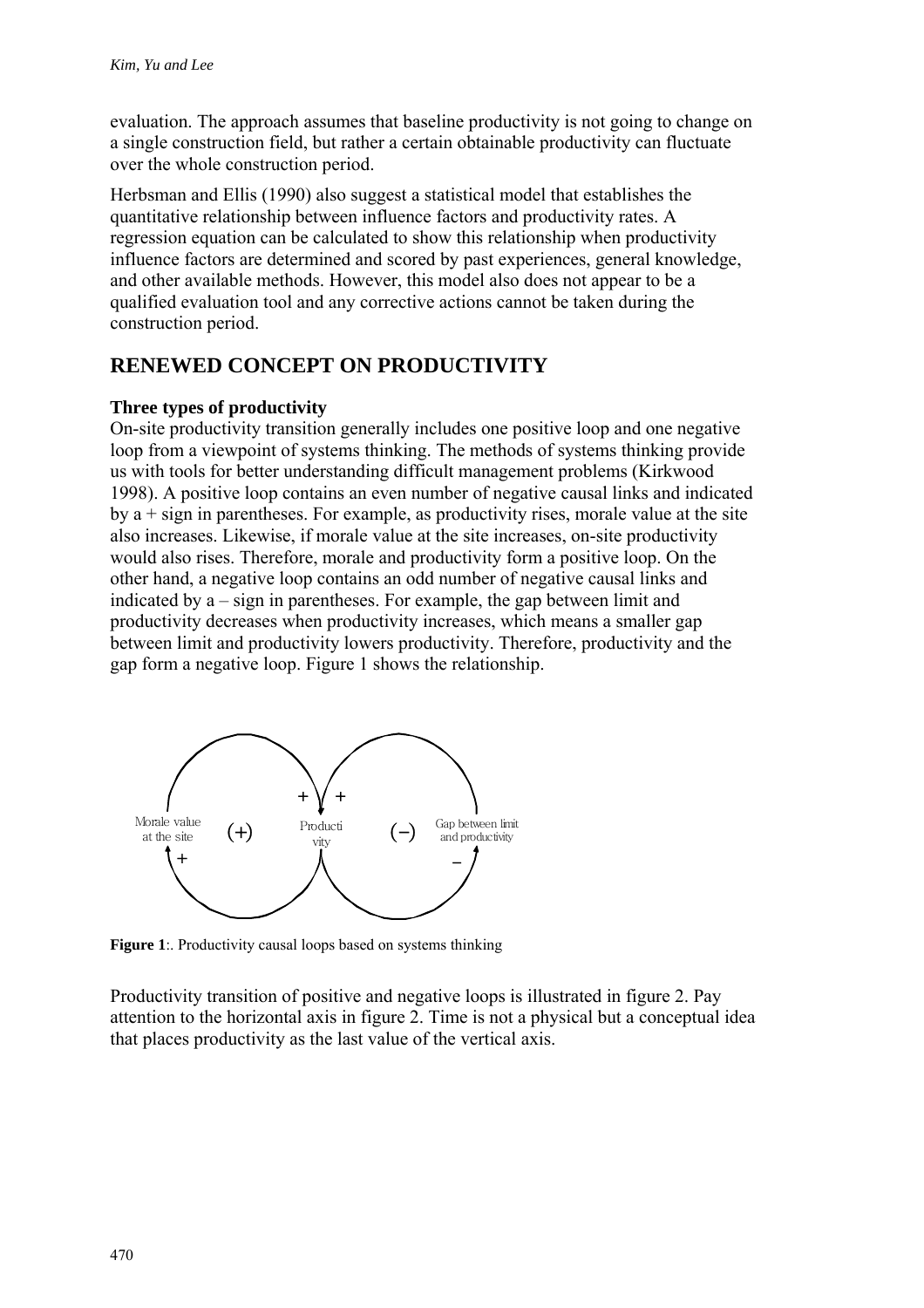evaluation. The approach assumes that baseline productivity is not going to change on a single construction field, but rather a certain obtainable productivity can fluctuate over the whole construction period.

Herbsman and Ellis (1990) also suggest a statistical model that establishes the quantitative relationship between influence factors and productivity rates. A regression equation can be calculated to show this relationship when productivity influence factors are determined and scored by past experiences, general knowledge, and other available methods. However, this model also does not appear to be a qualified evaluation tool and any corrective actions cannot be taken during the construction period.

## RENEWED CONCEPT ON PRODUCTIVITY

### Three types of productivity

On-site productivity transition generally includes one positive loop and one negative loop from a viewpoint of systems thinking. The methods of systems thinking provide us with tools for better understanding difficult management problems (Kirkwood 1998). A positive loop contains an even number of negative causal links and indicated by a + sign in parentheses. For example, as productivity rises, morale value at the site also increases. Likewise, if morale value at the site increases, on-site productivity would also rises. Therefore, morale and productivity form a positive loop. On the other hand, a negative loop contains an odd number of negative causal links and indicated by a – sign in parentheses. For example, the gap between limit and productivity decreases when productivity increases, which means a smaller gap between limit and productivity lowers productivity. Therefore, productivity and the gap form a negative loop. Figure 1 shows the relationship.

**Figure 1**:. Productivity causal loops based on systems thinking

Productivity transition of positive and negative loops is illustrated in figure 2. Pay attention to the horizontal axis in figure 2. Time is not a physical but a conceptual idea that places productivity as the last value of the vertical axis.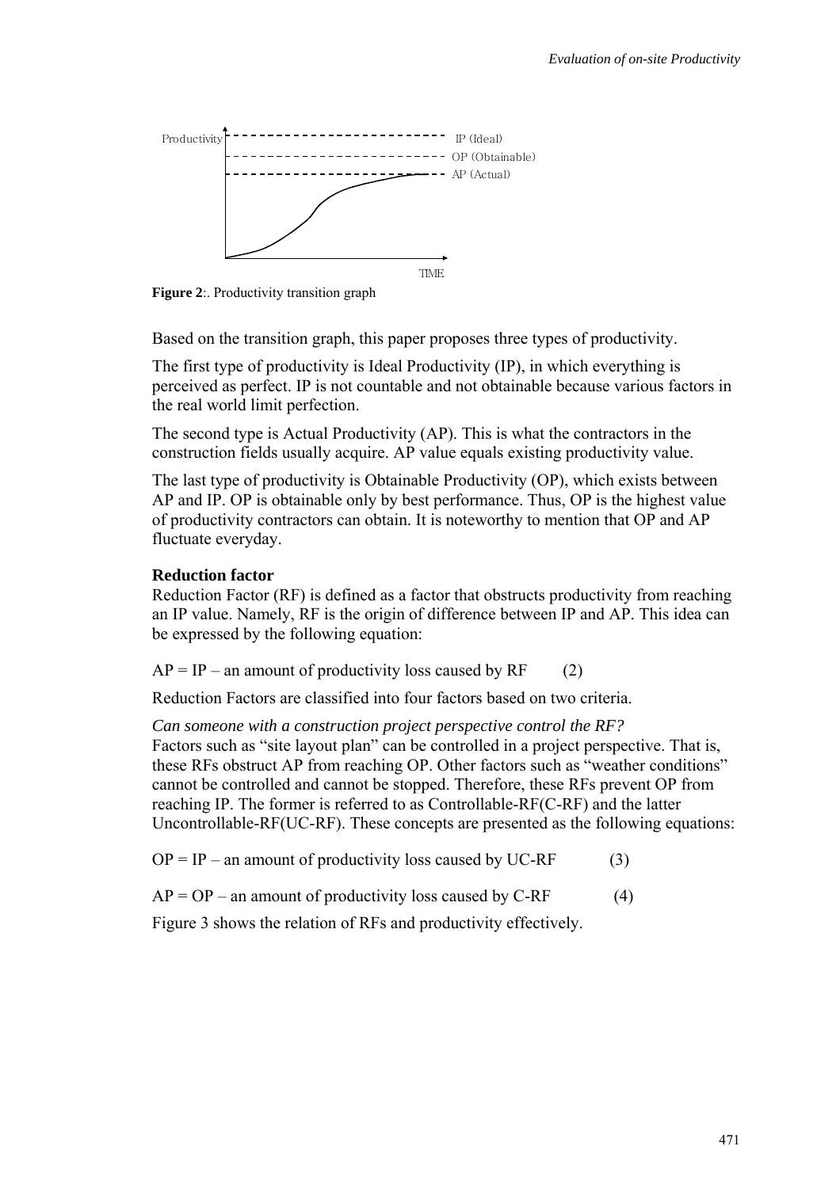**Figure 2**:. Productivity transition graph

Based on the transition graph, this paper proposes three types of productivity.

The first type of productivity is Ideal Productivity (IP), in which everything is perceived as perfect. IP is not countable and not obtainable because various factors in the real world limit perfection.

The second type is Actual Productivity (AP). This is what the contractors in the construction fields usually acquire. AP value equals existing productivity value.

The last type of productivity is Obtainable Productivity (OP), which exists between AP and IP. OP is obtainable only by best performance. Thus, OP is the highest value of productivity contractors can obtain. It is noteworthy to mention that OP and AP fluctuate everyday.

**Reduction factor**

Reduction Factor (RF) is defined as a factor that obstructs productivity from reaching an IP value. Namely, RF is the origin of difference between IP and AP. This idea can be expressed by the following equation:

AP = IP – an amount of productivity loss caused by RF (2)

Reduction Factors are classified into four factors based on two criteria.

*Can someone with a construction project perspective control the RF?*

Factors such as "site layout plan" can be controlled in a project perspective. That is, these RFs obstruct AP from reaching OP. Other factors such as "weather conditions" cannot be controlled and cannot be stopped. Therefore, these RFs prevent OP from reaching IP. The former is referred to as Controllable-RF(C-RF) and the latter Uncontrollable-RF(UC-RF). These concepts are presented as the following equations:

OP = IP – an amount of productivity loss caused by UC-RF (3)

AP = OP – an amount of productivity loss caused by C-RF (4)

Figure 3 shows the relation of RFs and productivity effectively.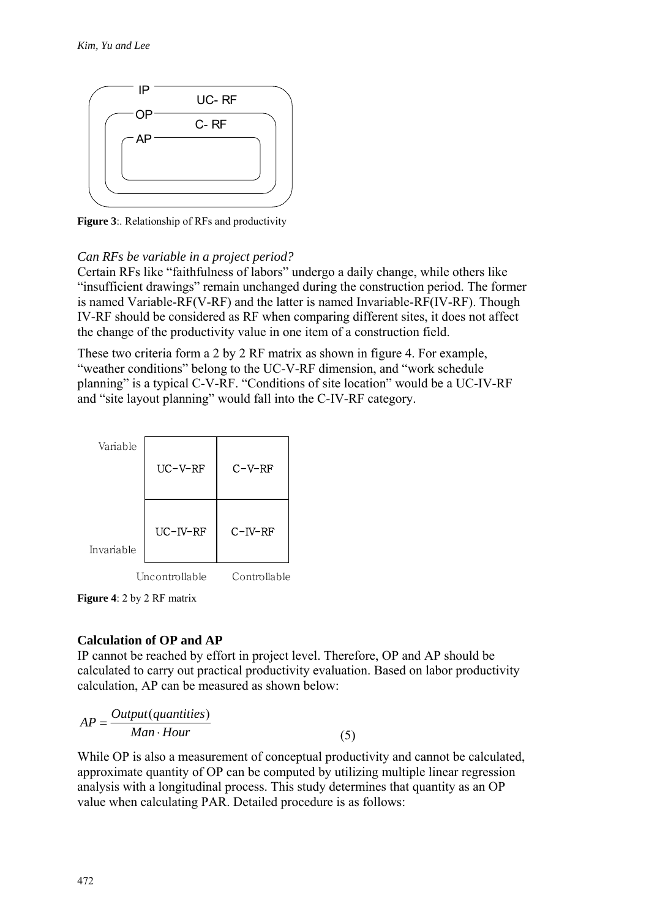Figure 3:. Relationship of RFs and productivity

*Can RFs be variable in a project period?*

Certain RFs like “faithfulness of labors” undergo a daily change, while others like “insufficient drawings” remain unchanged during the construction period. The former is named Variable-RF(V-RF) and the latter is named Invariable-RF(IV-RF). Though IV-RF should be considered as RF when comparing different sites, it does not affect the change of the productivity value in one item of a construction field.

These two criteria form a 2 by 2 RF matrix as shown in figure 4. For example, “weather conditions” belong to the UC-V-RF dimension, and “work schedule planning” is a typical C-V-RF. “Conditions of site location” would be a UC-IV-RF and “site layout planning” would fall into the C-IV-RF category.

| | Uncontrollable | Controllable |
|---|---|---|
| Variable | UC-V-RF | C-V-RF |
| Invariable | UC-IV-RF | C-IV-RF |

**Figure 4**: 2 by 2 RF matrix

### Calculation of OP and AP

IP cannot be reached by effort in project level. Therefore, OP and AP should be calculated to carry out practical productivity evaluation. Based on labor productivity calculation, AP can be measured as shown below:

$$AP = \frac{Output(quantities)}{Man \cdot Hour} \quad (5)$$

While OP is also a measurement of conceptual productivity and cannot be calculated, approximate quantity of OP can be computed by utilizing multiple linear regression analysis with a longitudinal process. This study determines that quantity as an OP value when calculating PAR. Detailed procedure is as follows: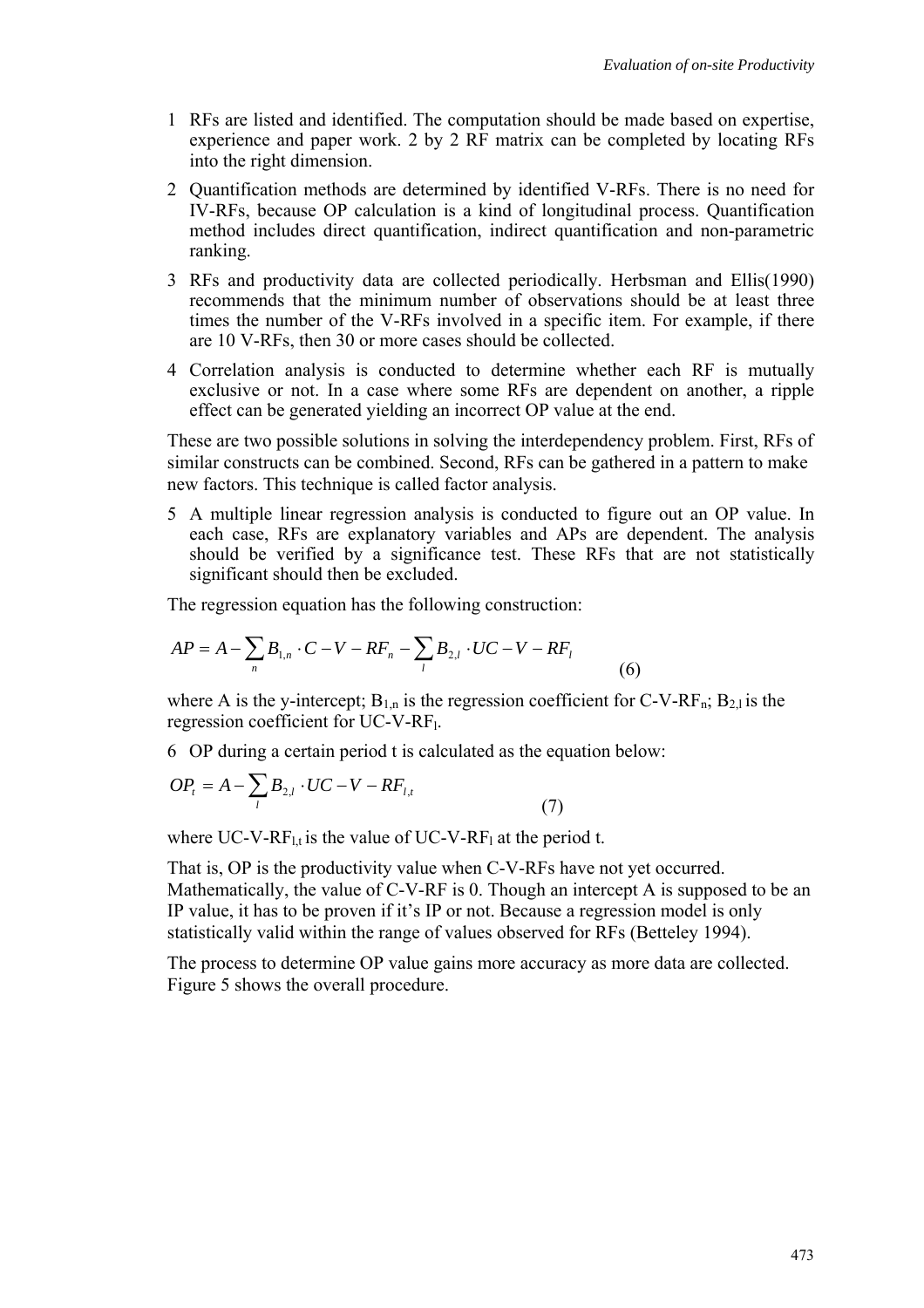1. RFs are listed and identified. The computation should be made based on expertise, experience and paper work. 2 by 2 RF matrix can be completed by locating RFs into the right dimension.
2. Quantification methods are determined by identified V-RFs. There is no need for IV-RFs, because OP calculation is a kind of longitudinal process. Quantification method includes direct quantification, indirect quantification and non-parametric ranking.
3. RFs and productivity data are collected periodically. Herbsman and Ellis(1990) recommends that the minimum number of observations should be at least three times the number of the V-RFs involved in a specific item. For example, if there are 10 V-RFs, then 30 or more cases should be collected.
4. Correlation analysis is conducted to determine whether each RF is mutually exclusive or not. In a case where some RFs are dependent on another, a ripple effect can be generated yielding an incorrect OP value at the end.

These are two possible solutions in solving the interdependency problem. First, RFs of similar constructs can be combined. Second, RFs can be gathered in a pattern to make new factors. This technique is called factor analysis.

5. A multiple linear regression analysis is conducted to figure out an OP value. In each case, RFs are explanatory variables and APs are dependent. The analysis should be verified by a significance test. These RFs that are not statistically significant should then be excluded.

The regression equation has the following construction:

$$AP = A - \sum_{n} B_{1,n} \cdot C - V - RF_n - \sum_{l} B_{2,l} \cdot UC - V - RF_l \tag{6}$$

where A is the y-intercept; $B_{1,n}$ is the regression coefficient for C-V-$RF_n$; $B_{2,l}$ is the regression coefficient for UC-V-$RF_l$.

6. OP during a certain period t is calculated as the equation below:

$$OP_t = A - \sum_{l} B_{2,l} \cdot UC - V - RF_{l,t} \tag{7}$$

where UC-V-$RF_{l,t}$ is the value of UC-V-$RF_l$ at the period t.

That is, OP is the productivity value when C-V-RFs have not yet occurred. Mathematically, the value of C-V-RF is 0. Though an intercept A is supposed to be an IP value, it has to be proven if it's IP or not. Because a regression model is only statistically valid within the range of values observed for RFs (Betteley 1994).

The process to determine OP value gains more accuracy as more data are collected. Figure 5 shows the overall procedure.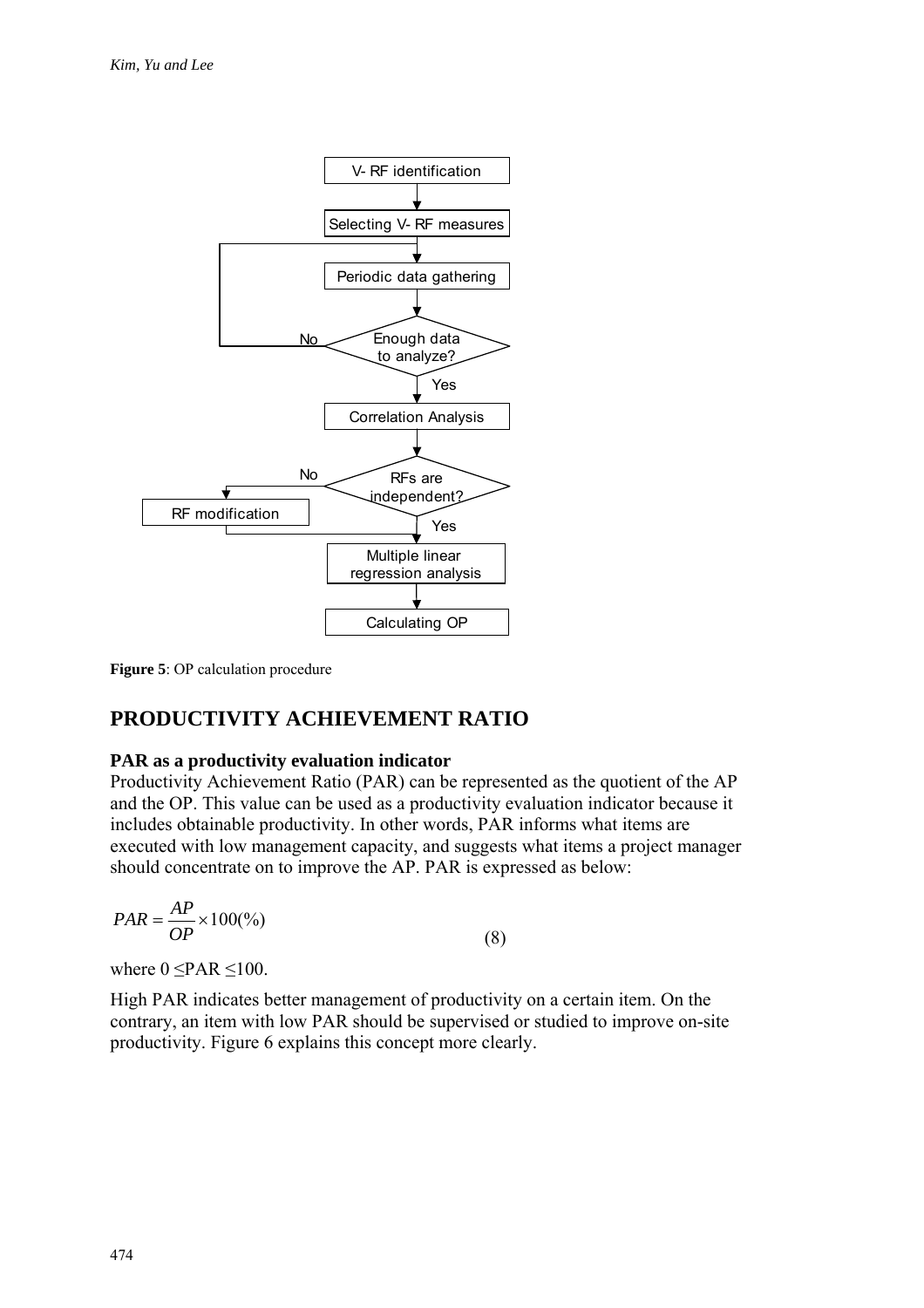**Figure 5**: OP calculation procedure

## PRODUCTIVITY ACHIEVEMENT RATIO

### PAR as a productivity evaluation indicator

Productivity Achievement Ratio (PAR) can be represented as the quotient of the AP and the OP. This value can be used as a productivity evaluation indicator because it includes obtainable productivity. In other words, PAR informs what items are executed with low management capacity, and suggests what items a project manager should concentrate on to improve the AP. PAR is expressed as below:

$$PAR = \frac{AP}{OP} \times 100(\%) \tag{8}$$

where $0 \leq PAR \leq 100$.

High PAR indicates better management of productivity on a certain item. On the contrary, an item with low PAR should be supervised or studied to improve on-site productivity. Figure 6 explains this concept more clearly.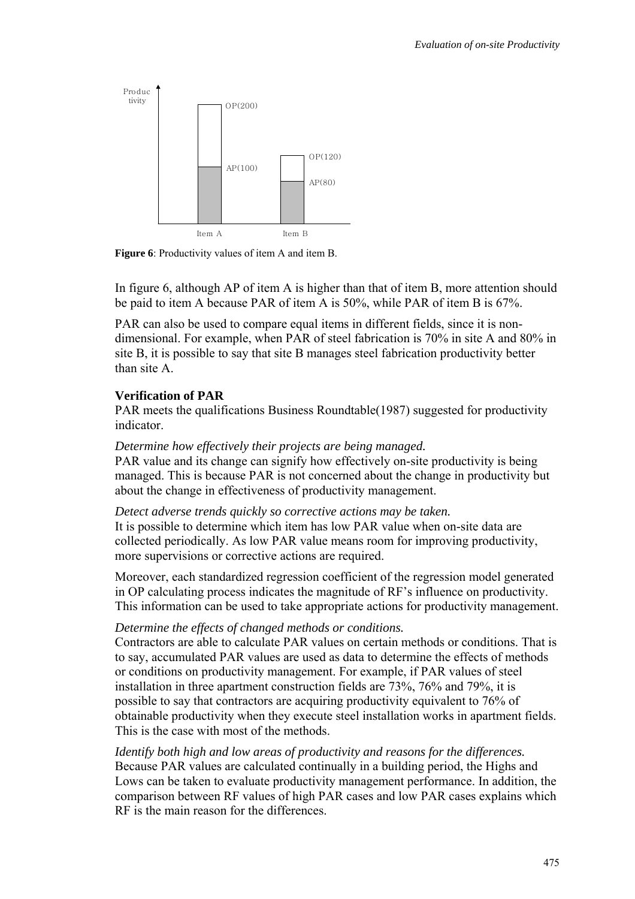**Figure 6**: Productivity values of item A and item B.

In figure 6, although AP of item A is higher than that of item B, more attention should be paid to item A because PAR of item A is 50%, while PAR of item B is 67%.

PAR can also be used to compare equal items in different fields, since it is non-dimensional. For example, when PAR of steel fabrication is 70% in site A and 80% in site B, it is possible to say that site B manages steel fabrication productivity better than site A.

**Verification of PAR**

PAR meets the qualifications Business Roundtable(1987) suggested for productivity indicator.

*Determine how effectively their projects are being managed.*

PAR value and its change can signify how effectively on-site productivity is being managed. This is because PAR is not concerned about the change in productivity but about the change in effectiveness of productivity management.

*Detect adverse trends quickly so corrective actions may be taken.*

It is possible to determine which item has low PAR value when on-site data are collected periodically. As low PAR value means room for improving productivity, more supervisions or corrective actions are required.

Moreover, each standardized regression coefficient of the regression model generated in OP calculating process indicates the magnitude of RF's influence on productivity. This information can be used to take appropriate actions for productivity management.

*Determine the effects of changed methods or conditions.*

Contractors are able to calculate PAR values on certain methods or conditions. That is to say, accumulated PAR values are used as data to determine the effects of methods or conditions on productivity management. For example, if PAR values of steel installation in three apartment construction fields are 73%, 76% and 79%, it is possible to say that contractors are acquiring productivity equivalent to 76% of obtainable productivity when they execute steel installation works in apartment fields. This is the case with most of the methods.

*Identify both high and low areas of productivity and reasons for the differences.*

Because PAR values are calculated continually in a building period, the Highs and Lows can be taken to evaluate productivity management performance. In addition, the comparison between RF values of high PAR cases and low PAR cases explains which RF is the main reason for the differences.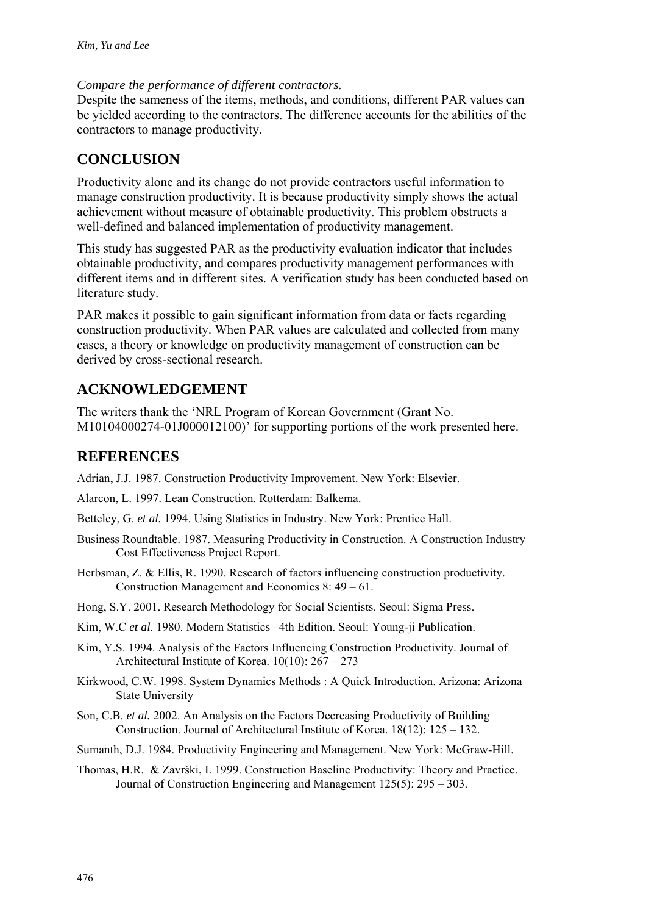*Compare the performance of different contractors.*

Despite the sameness of the items, methods, and conditions, different PAR values can be yielded according to the contractors. The difference accounts for the abilities of the contractors to manage productivity.

## CONCLUSION

Productivity alone and its change do not provide contractors useful information to manage construction productivity. It is because productivity simply shows the actual achievement without measure of obtainable productivity. This problem obstructs a well-defined and balanced implementation of productivity management.

This study has suggested PAR as the productivity evaluation indicator that includes obtainable productivity, and compares productivity management performances with different items and in different sites. A verification study has been conducted based on literature study.

PAR makes it possible to gain significant information from data or facts regarding construction productivity. When PAR values are calculated and collected from many cases, a theory or knowledge on productivity management of construction can be derived by cross-sectional research.

## ACKNOWLEDGEMENT

The writers thank the 'NRL Program of Korean Government (Grant No. M10104000274-01J000012100)' for supporting portions of the work presented here.

## REFERENCES

Adrian, J.J. 1987. Construction Productivity Improvement. New York: Elsevier.

Alarcon, L. 1997. Lean Construction. Rotterdam: Balkema.

Betteley, G. *et al.* 1994. Using Statistics in Industry. New York: Prentice Hall.

Business Roundtable. 1987. Measuring Productivity in Construction. A Construction Industry Cost Effectiveness Project Report.

Herbsman, Z. & Ellis, R. 1990. Research of factors influencing construction productivity. Construction Management and Economics 8: 49 – 61.

Hong, S.Y. 2001. Research Methodology for Social Scientists. Seoul: Sigma Press.

Kim, W.C *et al.* 1980. Modern Statistics –4th Edition. Seoul: Young-ji Publication.

Kim, Y.S. 1994. Analysis of the Factors Influencing Construction Productivity. Journal of Architectural Institute of Korea. 10(10): 267 – 273

Kirkwood, C.W. 1998. System Dynamics Methods : A Quick Introduction. Arizona: Arizona State University

Son, C.B. *et al.* 2002. An Analysis on the Factors Decreasing Productivity of Building Construction. Journal of Architectural Institute of Korea. 18(12): 125 – 132.

Sumanth, D.J. 1984. Productivity Engineering and Management. New York: McGraw-Hill.

Thomas, H.R. & Završki, I. 1999. Construction Baseline Productivity: Theory and Practice. Journal of Construction Engineering and Management 125(5): 295 – 303.